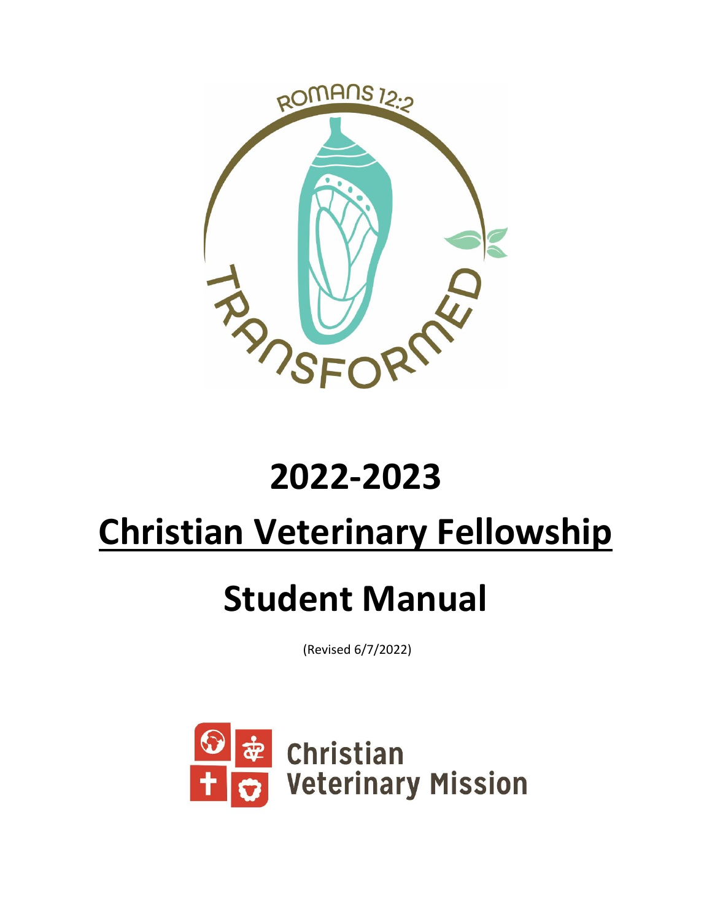ROMANS 12:2

TRANSFORMED

# 2022-2023

# Christian Veterinary Fellowship

# Student Manual

(Revised 6/7/2022)

Christian Veterinary Mission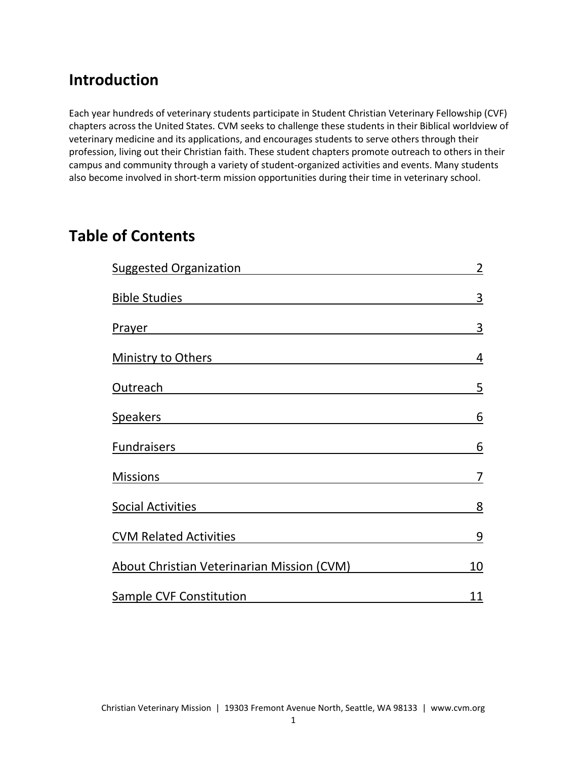## Introduction

Each year hundreds of veterinary students participate in Student Christian Veterinary Fellowship (CVF) chapters across the United States. CVM seeks to challenge these students in their Biblical worldview of veterinary medicine and its applications, and encourages students to serve others through their profession, living out their Christian faith. These student chapters promote outreach to others in their campus and community through a variety of student-organized activities and events. Many students also become involved in short-term mission opportunities during their time in veterinary school.

## Table of Contents

| | |
|---|---|
| Suggested Organization | 2 |
| Bible Studies | 3 |
| Prayer | 3 |
| Ministry to Others | 4 |
| Outreach | 5 |
| Speakers | 6 |
| Fundraisers | 6 |
| Missions | 7 |
| Social Activities | 8 |
| CVM Related Activities | 9 |
| About Christian Veterinarian Mission (CVM) | 10 |
| Sample CVF Constitution | 11 |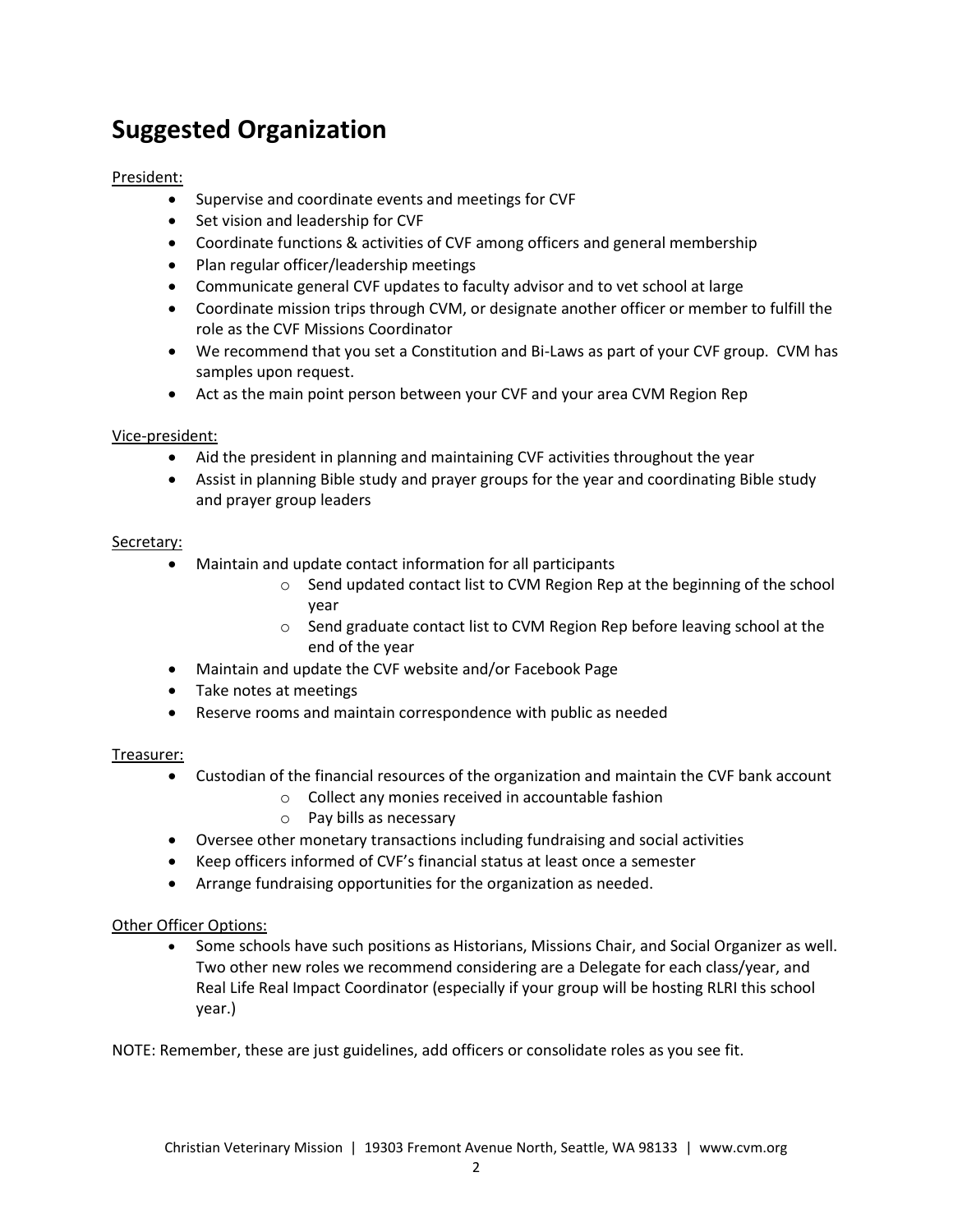# Suggested Organization

President:

- Supervise and coordinate events and meetings for CVF
- Set vision and leadership for CVF
- Coordinate functions & activities of CVF among officers and general membership
- Plan regular officer/leadership meetings
- Communicate general CVF updates to faculty advisor and to vet school at large
- Coordinate mission trips through CVM, or designate another officer or member to fulfill the role as the CVF Missions Coordinator
- We recommend that you set a Constitution and Bi-Laws as part of your CVF group. CVM has samples upon request.
- Act as the main point person between your CVF and your area CVM Region Rep

Vice-president:

- Aid the president in planning and maintaining CVF activities throughout the year
- Assist in planning Bible study and prayer groups for the year and coordinating Bible study and prayer group leaders

Secretary:

- Maintain and update contact information for all participants
    - Send updated contact list to CVM Region Rep at the beginning of the school year
    - Send graduate contact list to CVM Region Rep before leaving school at the end of the year
- Maintain and update the CVF website and/or Facebook Page
- Take notes at meetings
- Reserve rooms and maintain correspondence with public as needed

Treasurer:

- Custodian of the financial resources of the organization and maintain the CVF bank account
    - Collect any monies received in accountable fashion
    - Pay bills as necessary
- Oversee other monetary transactions including fundraising and social activities
- Keep officers informed of CVF's financial status at least once a semester
- Arrange fundraising opportunities for the organization as needed.

Other Officer Options:

- Some schools have such positions as Historians, Missions Chair, and Social Organizer as well. Two other new roles we recommend considering are a Delegate for each class/year, and Real Life Real Impact Coordinator (especially if your group will be hosting RLRI this school year.)

NOTE: Remember, these are just guidelines, add officers or consolidate roles as you see fit.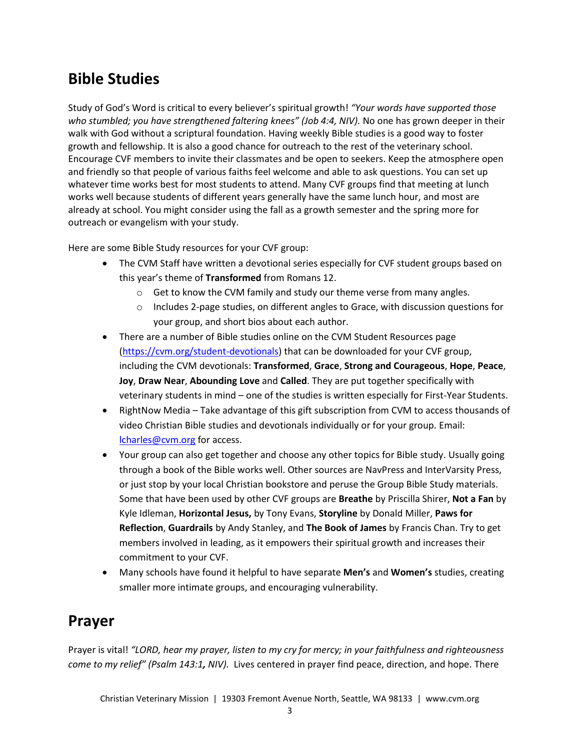## Bible Studies

Study of God's Word is critical to every believer's spiritual growth! *"Your words have supported those who stumbled; you have strengthened faltering knees" (Job 4:4, NIV).* No one has grown deeper in their walk with God without a scriptural foundation. Having weekly Bible studies is a good way to foster growth and fellowship. It is also a good chance for outreach to the rest of the veterinary school. Encourage CVF members to invite their classmates and be open to seekers. Keep the atmosphere open and friendly so that people of various faiths feel welcome and able to ask questions. You can set up whatever time works best for most students to attend. Many CVF groups find that meeting at lunch works well because students of different years generally have the same lunch hour, and most are already at school. You might consider using the fall as a growth semester and the spring more for outreach or evangelism with your study.

Here are some Bible Study resources for your CVF group:

- The CVM Staff have written a devotional series especially for CVF student groups based on this year's theme of **Transformed** from Romans 12.
    - Get to know the CVM family and study our theme verse from many angles.
    - Includes 2-page studies, on different angles to Grace, with discussion questions for your group, and short bios about each author.
- There are a number of Bible studies online on the CVM Student Resources page (https://cvm.org/student-devotionals) that can be downloaded for your CVF group, including the CVM devotionals: **Transformed**, **Grace**, **Strong and Courageous**, **Hope**, **Peace**, **Joy**, **Draw Near**, **Abounding Love** and **Called**. They are put together specifically with veterinary students in mind – one of the studies is written especially for First-Year Students.
- RightNow Media – Take advantage of this gift subscription from CVM to access thousands of video Christian Bible studies and devotionals individually or for your group. Email: lcharles@cvm.org for access.
- Your group can also get together and choose any other topics for Bible study. Usually going through a book of the Bible works well. Other sources are NavPress and InterVarsity Press, or just stop by your local Christian bookstore and peruse the Group Bible Study materials. Some that have been used by other CVF groups are **Breathe** by Priscilla Shirer, **Not a Fan** by Kyle Idleman, **Horizontal Jesus,** by Tony Evans, **Storyline** by Donald Miller, **Paws for Reflection**, **Guardrails** by Andy Stanley, and **The Book of James** by Francis Chan. Try to get members involved in leading, as it empowers their spiritual growth and increases their commitment to your CVF.
- Many schools have found it helpful to have separate **Men's** and **Women's** studies, creating smaller more intimate groups, and encouraging vulnerability.

## Prayer

Prayer is vital! *"LORD, hear my prayer, listen to my cry for mercy; in your faithfulness and righteousness come to my relief" (Psalm 143:1, NIV).* Lives centered in prayer find peace, direction, and hope. There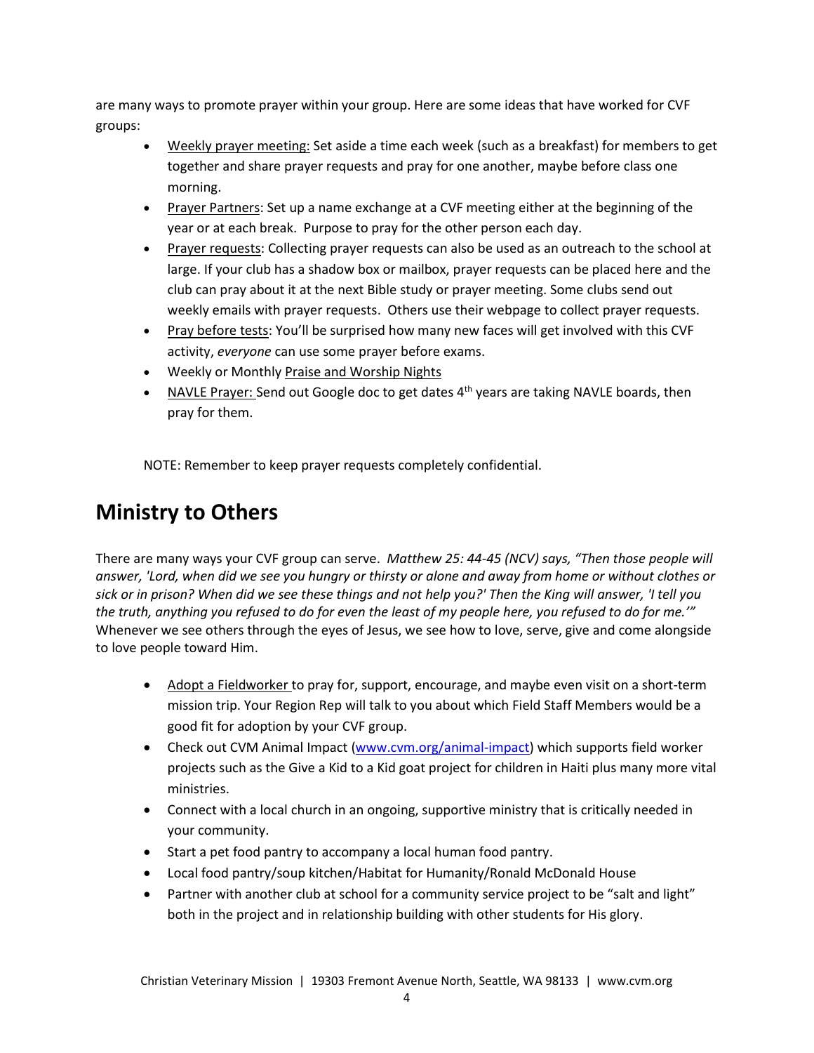are many ways to promote prayer within your group. Here are some ideas that have worked for CVF groups:

- Weekly prayer meeting: Set aside a time each week (such as a breakfast) for members to get together and share prayer requests and pray for one another, maybe before class one morning.
- Prayer Partners: Set up a name exchange at a CVF meeting either at the beginning of the year or at each break. Purpose to pray for the other person each day.
- Prayer requests: Collecting prayer requests can also be used as an outreach to the school at large. If your club has a shadow box or mailbox, prayer requests can be placed here and the club can pray about it at the next Bible study or prayer meeting. Some clubs send out weekly emails with prayer requests. Others use their webpage to collect prayer requests.
- Pray before tests: You'll be surprised how many new faces will get involved with this CVF activity, *everyone* can use some prayer before exams.
- Weekly or Monthly Praise and Worship Nights
- NAVLE Prayer: Send out Google doc to get dates 4th years are taking NAVLE boards, then pray for them.

NOTE: Remember to keep prayer requests completely confidential.

## Ministry to Others

There are many ways your CVF group can serve. *Matthew 25: 44-45 (NCV) says, "Then those people will answer, 'Lord, when did we see you hungry or thirsty or alone and away from home or without clothes or sick or in prison? When did we see these things and not help you?' Then the King will answer, 'I tell you the truth, anything you refused to do for even the least of my people here, you refused to do for me.'"* Whenever we see others through the eyes of Jesus, we see how to love, serve, give and come alongside to love people toward Him.

- Adopt a Fieldworker to pray for, support, encourage, and maybe even visit on a short-term mission trip. Your Region Rep will talk to you about which Field Staff Members would be a good fit for adoption by your CVF group.
- Check out CVM Animal Impact (www.cvm.org/animal-impact) which supports field worker projects such as the Give a Kid to a Kid goat project for children in Haiti plus many more vital ministries.
- Connect with a local church in an ongoing, supportive ministry that is critically needed in your community.
- Start a pet food pantry to accompany a local human food pantry.
- Local food pantry/soup kitchen/Habitat for Humanity/Ronald McDonald House
- Partner with another club at school for a community service project to be "salt and light" both in the project and in relationship building with other students for His glory.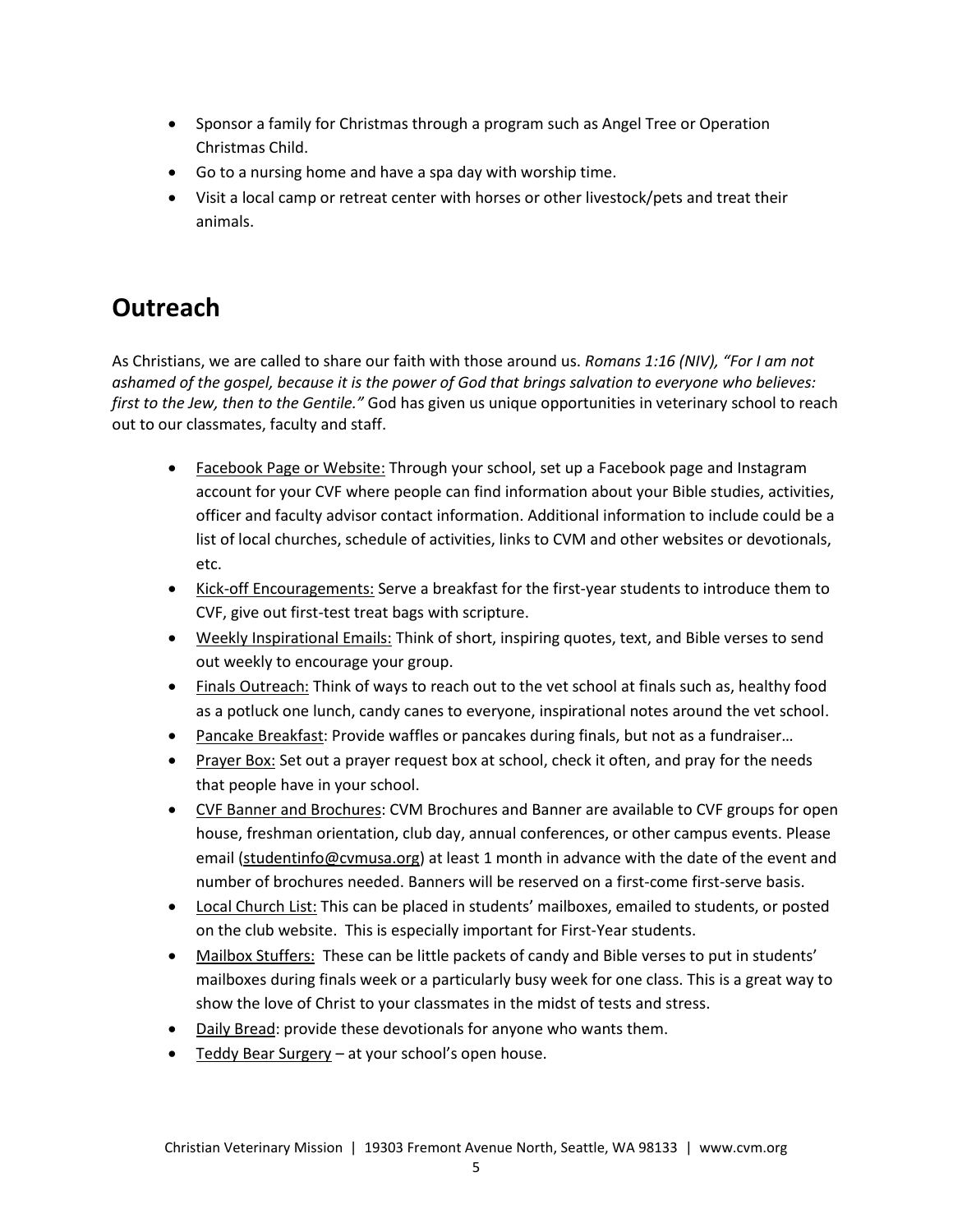- Sponsor a family for Christmas through a program such as Angel Tree or Operation Christmas Child.
- Go to a nursing home and have a spa day with worship time.
- Visit a local camp or retreat center with horses or other livestock/pets and treat their animals.

## Outreach

As Christians, we are called to share our faith with those around us. *Romans 1:16 (NIV), "For I am not ashamed of the gospel, because it is the power of God that brings salvation to everyone who believes: first to the Jew, then to the Gentile."* God has given us unique opportunities in veterinary school to reach out to our classmates, faculty and staff.

- Facebook Page or Website: Through your school, set up a Facebook page and Instagram account for your CVF where people can find information about your Bible studies, activities, officer and faculty advisor contact information. Additional information to include could be a list of local churches, schedule of activities, links to CVM and other websites or devotionals, etc.
- Kick-off Encouragements: Serve a breakfast for the first-year students to introduce them to CVF, give out first-test treat bags with scripture.
- Weekly Inspirational Emails: Think of short, inspiring quotes, text, and Bible verses to send out weekly to encourage your group.
- Finals Outreach: Think of ways to reach out to the vet school at finals such as, healthy food as a potluck one lunch, candy canes to everyone, inspirational notes around the vet school.
- Pancake Breakfast: Provide waffles or pancakes during finals, but not as a fundraiser…
- Prayer Box: Set out a prayer request box at school, check it often, and pray for the needs that people have in your school.
- CVF Banner and Brochures: CVM Brochures and Banner are available to CVF groups for open house, freshman orientation, club day, annual conferences, or other campus events. Please email (studentinfo@cvmusa.org) at least 1 month in advance with the date of the event and number of brochures needed. Banners will be reserved on a first-come first-serve basis.
- Local Church List: This can be placed in students' mailboxes, emailed to students, or posted on the club website. This is especially important for First-Year students.
- Mailbox Stuffers: These can be little packets of candy and Bible verses to put in students' mailboxes during finals week or a particularly busy week for one class. This is a great way to show the love of Christ to your classmates in the midst of tests and stress.
- Daily Bread: provide these devotionals for anyone who wants them.
- Teddy Bear Surgery – at your school's open house.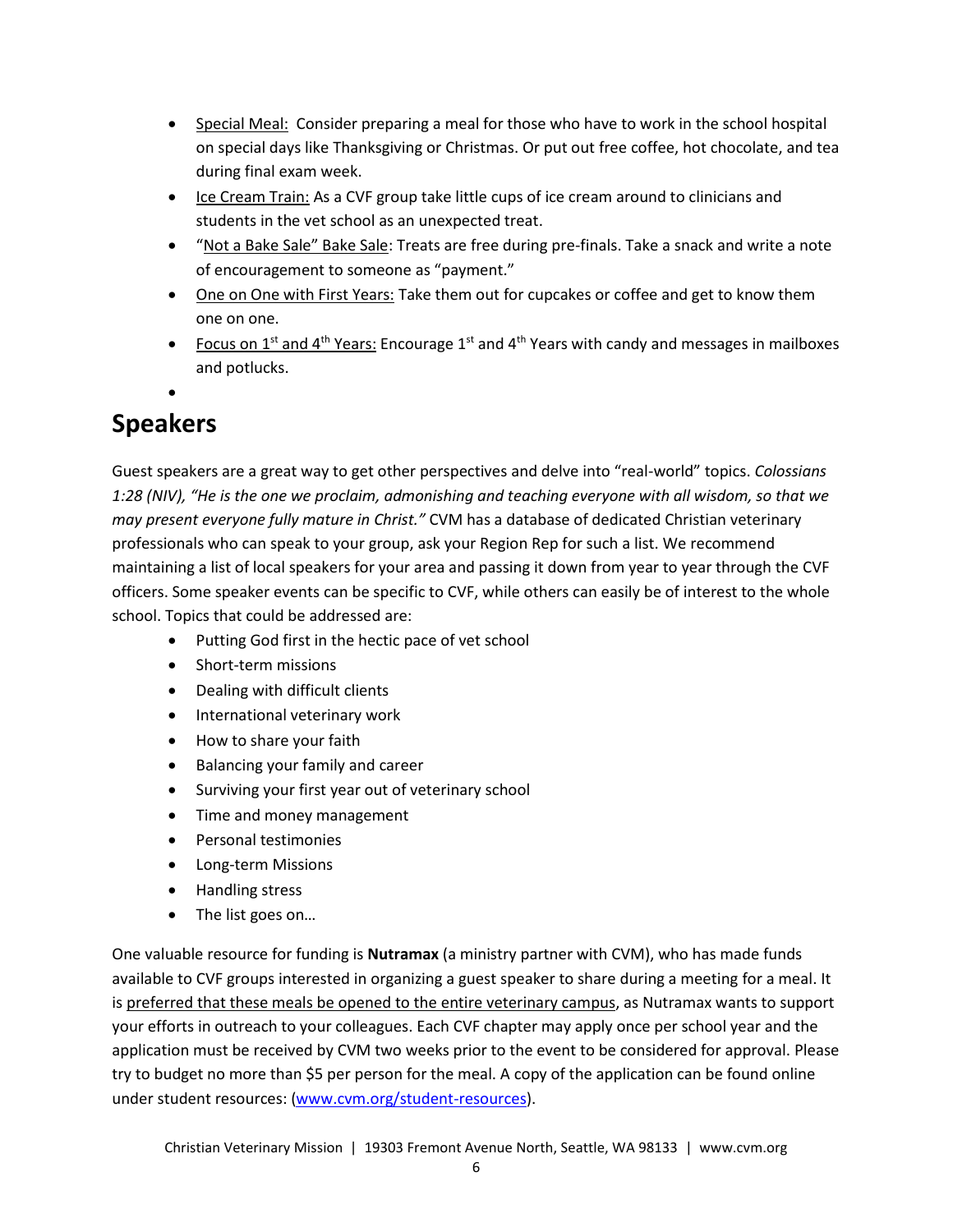- Special Meal: Consider preparing a meal for those who have to work in the school hospital on special days like Thanksgiving or Christmas. Or put out free coffee, hot chocolate, and tea during final exam week.
- Ice Cream Train: As a CVF group take little cups of ice cream around to clinicians and students in the vet school as an unexpected treat.
- "Not a Bake Sale" Bake Sale: Treats are free during pre-finals. Take a snack and write a note of encouragement to someone as "payment."
- One on One with First Years: Take them out for cupcakes or coffee and get to know them one on one.
- Focus on 1st and 4th Years: Encourage 1st and 4th Years with candy and messages in mailboxes and potlucks.

## Speakers

Guest speakers are a great way to get other perspectives and delve into "real-world" topics. *Colossians 1:28 (NIV), "He is the one we proclaim, admonishing and teaching everyone with all wisdom, so that we may present everyone fully mature in Christ."* CVM has a database of dedicated Christian veterinary professionals who can speak to your group, ask your Region Rep for such a list. We recommend maintaining a list of local speakers for your area and passing it down from year to year through the CVF officers. Some speaker events can be specific to CVF, while others can easily be of interest to the whole school. Topics that could be addressed are:

- Putting God first in the hectic pace of vet school
- Short-term missions
- Dealing with difficult clients
- International veterinary work
- How to share your faith
- Balancing your family and career
- Surviving your first year out of veterinary school
- Time and money management
- Personal testimonies
- Long-term Missions
- Handling stress
- The list goes on…

One valuable resource for funding is **Nutramax** (a ministry partner with CVM), who has made funds available to CVF groups interested in organizing a guest speaker to share during a meeting for a meal. It is preferred that these meals be opened to the entire veterinary campus, as Nutramax wants to support your efforts in outreach to your colleagues. Each CVF chapter may apply once per school year and the application must be received by CVM two weeks prior to the event to be considered for approval. Please try to budget no more than $5 per person for the meal. A copy of the application can be found online under student resources: (www.cvm.org/student-resources).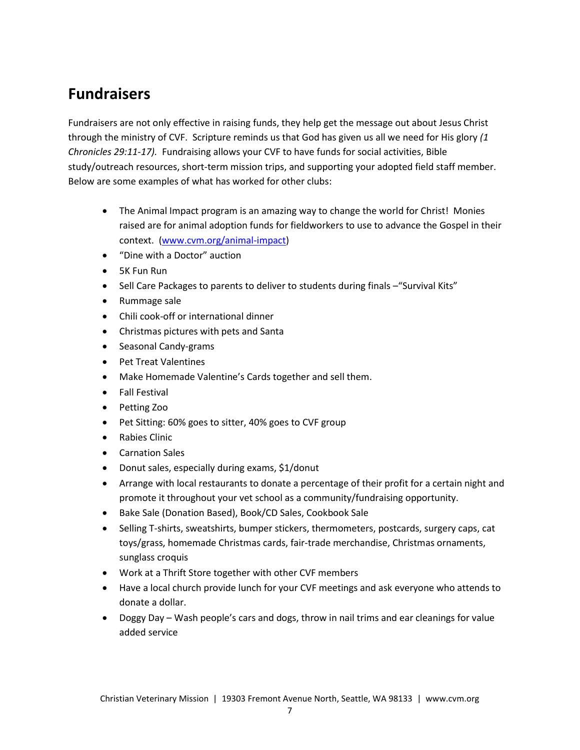## Fundraisers

Fundraisers are not only effective in raising funds, they help get the message out about Jesus Christ through the ministry of CVF. Scripture reminds us that God has given us all we need for His glory *(1 Chronicles 29:11-17).* Fundraising allows your CVF to have funds for social activities, Bible study/outreach resources, short-term mission trips, and supporting your adopted field staff member. Below are some examples of what has worked for other clubs:

- The Animal Impact program is an amazing way to change the world for Christ! Monies raised are for animal adoption funds for fieldworkers to use to advance the Gospel in their context. ([www.cvm.org/animal-impact](www.cvm.org/animal-impact))
- "Dine with a Doctor" auction
- 5K Fun Run
- Sell Care Packages to parents to deliver to students during finals –"Survival Kits"
- Rummage sale
- Chili cook-off or international dinner
- Christmas pictures with pets and Santa
- Seasonal Candy-grams
- Pet Treat Valentines
- Make Homemade Valentine's Cards together and sell them.
- Fall Festival
- Petting Zoo
- Pet Sitting: 60% goes to sitter, 40% goes to CVF group
- Rabies Clinic
- Carnation Sales
- Donut sales, especially during exams, $1/donut
- Arrange with local restaurants to donate a percentage of their profit for a certain night and promote it throughout your vet school as a community/fundraising opportunity.
- Bake Sale (Donation Based), Book/CD Sales, Cookbook Sale
- Selling T-shirts, sweatshirts, bumper stickers, thermometers, postcards, surgery caps, cat toys/grass, homemade Christmas cards, fair-trade merchandise, Christmas ornaments, sunglass croquis
- Work at a Thrift Store together with other CVF members
- Have a local church provide lunch for your CVF meetings and ask everyone who attends to donate a dollar.
- Doggy Day – Wash people's cars and dogs, throw in nail trims and ear cleanings for value added service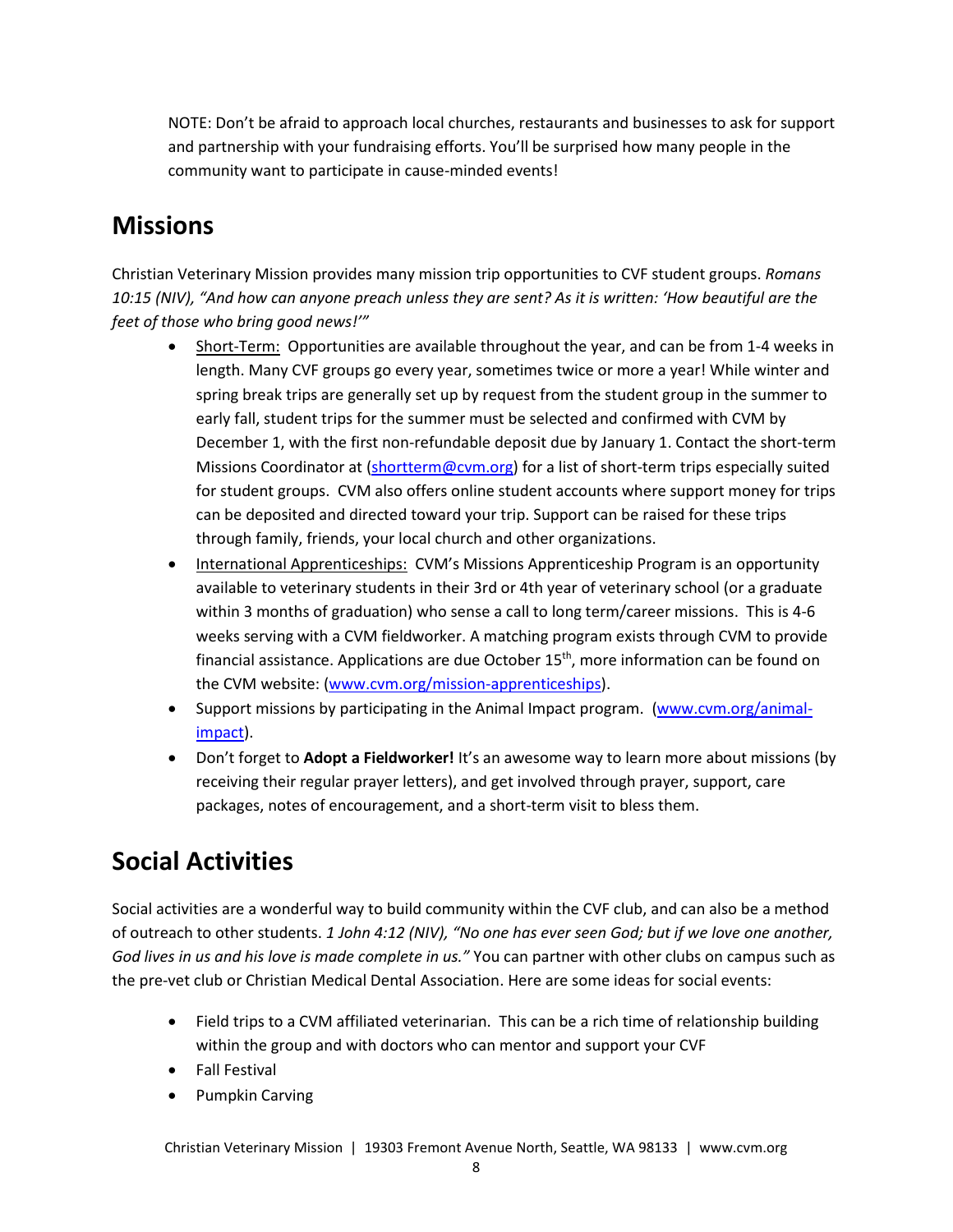NOTE: Don't be afraid to approach local churches, restaurants and businesses to ask for support and partnership with your fundraising efforts. You'll be surprised how many people in the community want to participate in cause-minded events!

## Missions

Christian Veterinary Mission provides many mission trip opportunities to CVF student groups. *Romans 10:15 (NIV), "And how can anyone preach unless they are sent? As it is written: 'How beautiful are the feet of those who bring good news!'"*

- Short-Term: Opportunities are available throughout the year, and can be from 1-4 weeks in length. Many CVF groups go every year, sometimes twice or more a year! While winter and spring break trips are generally set up by request from the student group in the summer to early fall, student trips for the summer must be selected and confirmed with CVM by December 1, with the first non-refundable deposit due by January 1. Contact the short-term Missions Coordinator at (shortterm@cvm.org) for a list of short-term trips especially suited for student groups. CVM also offers online student accounts where support money for trips can be deposited and directed toward your trip. Support can be raised for these trips through family, friends, your local church and other organizations.
- International Apprenticeships: CVM's Missions Apprenticeship Program is an opportunity available to veterinary students in their 3rd or 4th year of veterinary school (or a graduate within 3 months of graduation) who sense a call to long term/career missions. This is 4-6 weeks serving with a CVM fieldworker. A matching program exists through CVM to provide financial assistance. Applications are due October 15th, more information can be found on the CVM website: (www.cvm.org/mission-apprenticeships).
- Support missions by participating in the Animal Impact program. (www.cvm.org/animal-impact).
- Don't forget to **Adopt a Fieldworker!** It's an awesome way to learn more about missions (by receiving their regular prayer letters), and get involved through prayer, support, care packages, notes of encouragement, and a short-term visit to bless them.

## Social Activities

Social activities are a wonderful way to build community within the CVF club, and can also be a method of outreach to other students. *1 John 4:12 (NIV), "No one has ever seen God; but if we love one another, God lives in us and his love is made complete in us."* You can partner with other clubs on campus such as the pre-vet club or Christian Medical Dental Association. Here are some ideas for social events:

- Field trips to a CVM affiliated veterinarian. This can be a rich time of relationship building within the group and with doctors who can mentor and support your CVF
- Fall Festival
- Pumpkin Carving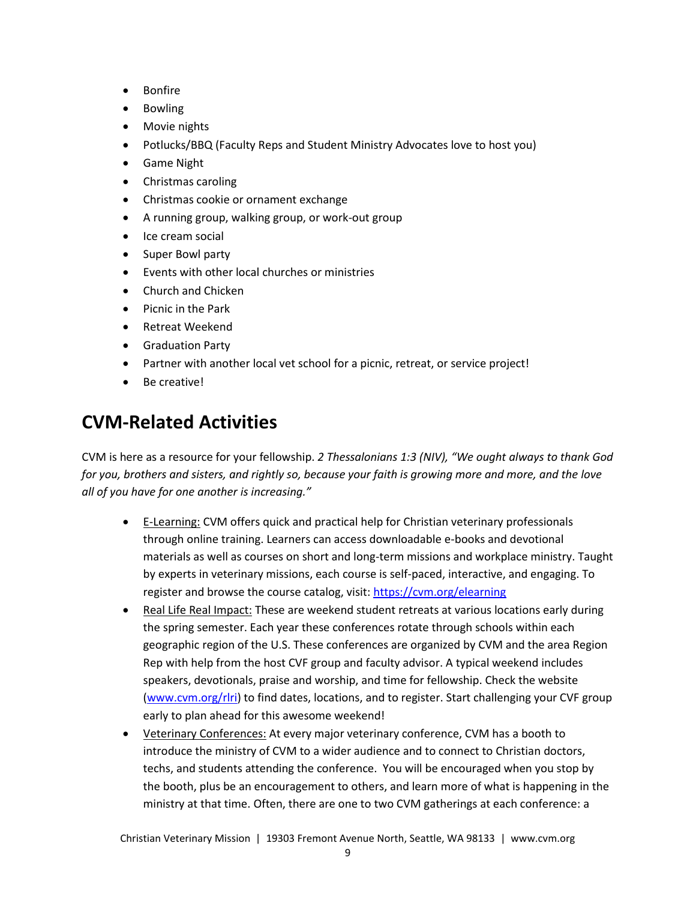- Bonfire
- Bowling
- Movie nights
- Potlucks/BBQ (Faculty Reps and Student Ministry Advocates love to host you)
- Game Night
- Christmas caroling
- Christmas cookie or ornament exchange
- A running group, walking group, or work-out group
- Ice cream social
- Super Bowl party
- Events with other local churches or ministries
- Church and Chicken
- Picnic in the Park
- Retreat Weekend
- Graduation Party
- Partner with another local vet school for a picnic, retreat, or service project!
- Be creative!

## CVM-Related Activities

CVM is here as a resource for your fellowship. *2 Thessalonians 1:3 (NIV), "We ought always to thank God for you, brothers and sisters, and rightly so, because your faith is growing more and more, and the love all of you have for one another is increasing."*

- E-Learning: CVM offers quick and practical help for Christian veterinary professionals through online training. Learners can access downloadable e-books and devotional materials as well as courses on short and long-term missions and workplace ministry. Taught by experts in veterinary missions, each course is self-paced, interactive, and engaging. To register and browse the course catalog, visit: [https://cvm.org/elearning](https://cvm.org/elearning)
- Real Life Real Impact: These are weekend student retreats at various locations early during the spring semester. Each year these conferences rotate through schools within each geographic region of the U.S. These conferences are organized by CVM and the area Region Rep with help from the host CVF group and faculty advisor. A typical weekend includes speakers, devotionals, praise and worship, and time for fellowship. Check the website ([www.cvm.org/rlri](www.cvm.org/rlri)) to find dates, locations, and to register. Start challenging your CVF group early to plan ahead for this awesome weekend!
- Veterinary Conferences: At every major veterinary conference, CVM has a booth to introduce the ministry of CVM to a wider audience and to connect to Christian doctors, techs, and students attending the conference. You will be encouraged when you stop by the booth, plus be an encouragement to others, and learn more of what is happening in the ministry at that time. Often, there are one to two CVM gatherings at each conference: a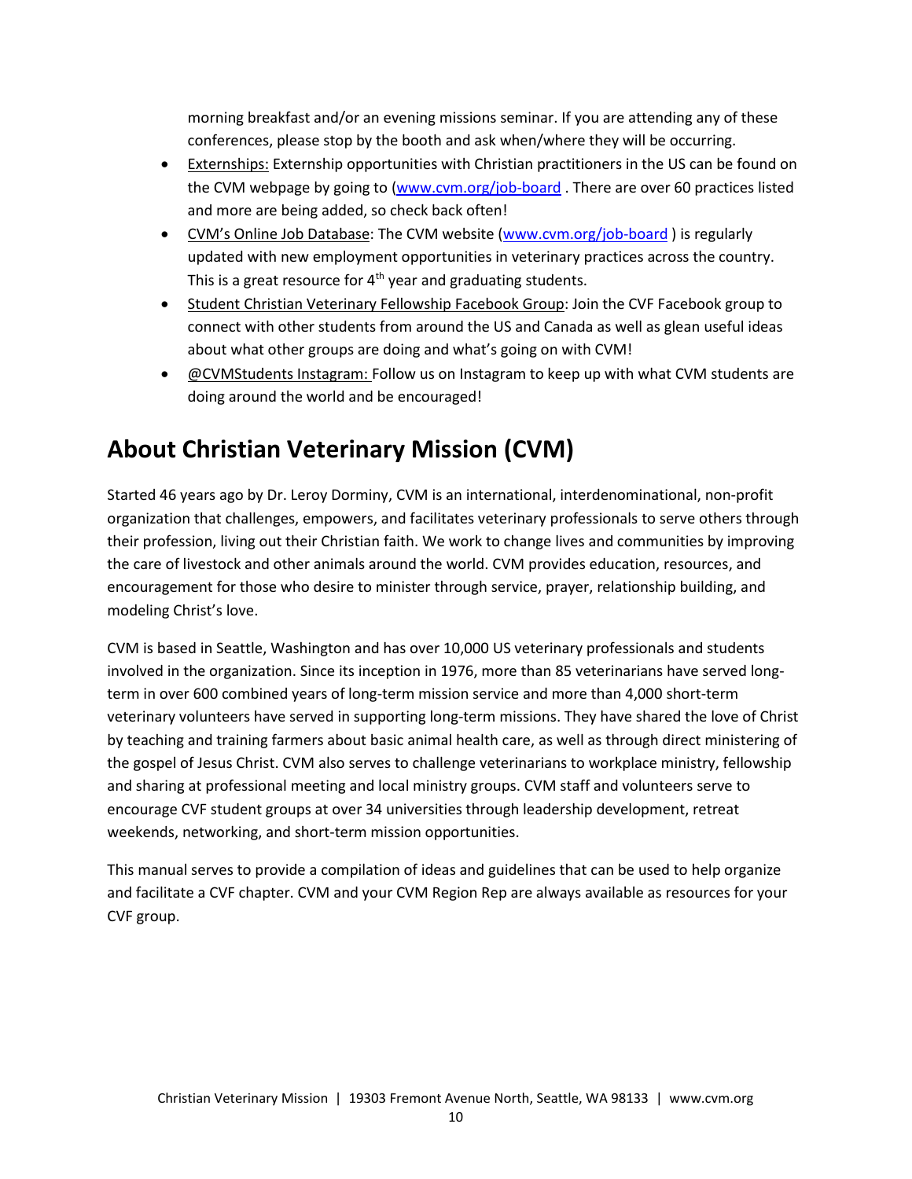morning breakfast and/or an evening missions seminar. If you are attending any of these conferences, please stop by the booth and ask when/where they will be occurring.

- Externships: Externship opportunities with Christian practitioners in the US can be found on the CVM webpage by going to (www.cvm.org/job-board . There are over 60 practices listed and more are being added, so check back often!
- CVM's Online Job Database: The CVM website (www.cvm.org/job-board ) is regularly updated with new employment opportunities in veterinary practices across the country. This is a great resource for 4th year and graduating students.
- Student Christian Veterinary Fellowship Facebook Group: Join the CVF Facebook group to connect with other students from around the US and Canada as well as glean useful ideas about what other groups are doing and what's going on with CVM!
- @CVMStudents Instagram: Follow us on Instagram to keep up with what CVM students are doing around the world and be encouraged!

# About Christian Veterinary Mission (CVM)

Started 46 years ago by Dr. Leroy Dorminy, CVM is an international, interdenominational, non-profit organization that challenges, empowers, and facilitates veterinary professionals to serve others through their profession, living out their Christian faith. We work to change lives and communities by improving the care of livestock and other animals around the world. CVM provides education, resources, and encouragement for those who desire to minister through service, prayer, relationship building, and modeling Christ's love.

CVM is based in Seattle, Washington and has over 10,000 US veterinary professionals and students involved in the organization. Since its inception in 1976, more than 85 veterinarians have served long-term in over 600 combined years of long-term mission service and more than 4,000 short-term veterinary volunteers have served in supporting long-term missions. They have shared the love of Christ by teaching and training farmers about basic animal health care, as well as through direct ministering of the gospel of Jesus Christ. CVM also serves to challenge veterinarians to workplace ministry, fellowship and sharing at professional meeting and local ministry groups. CVM staff and volunteers serve to encourage CVF student groups at over 34 universities through leadership development, retreat weekends, networking, and short-term mission opportunities.

This manual serves to provide a compilation of ideas and guidelines that can be used to help organize and facilitate a CVF chapter. CVM and your CVM Region Rep are always available as resources for your CVF group.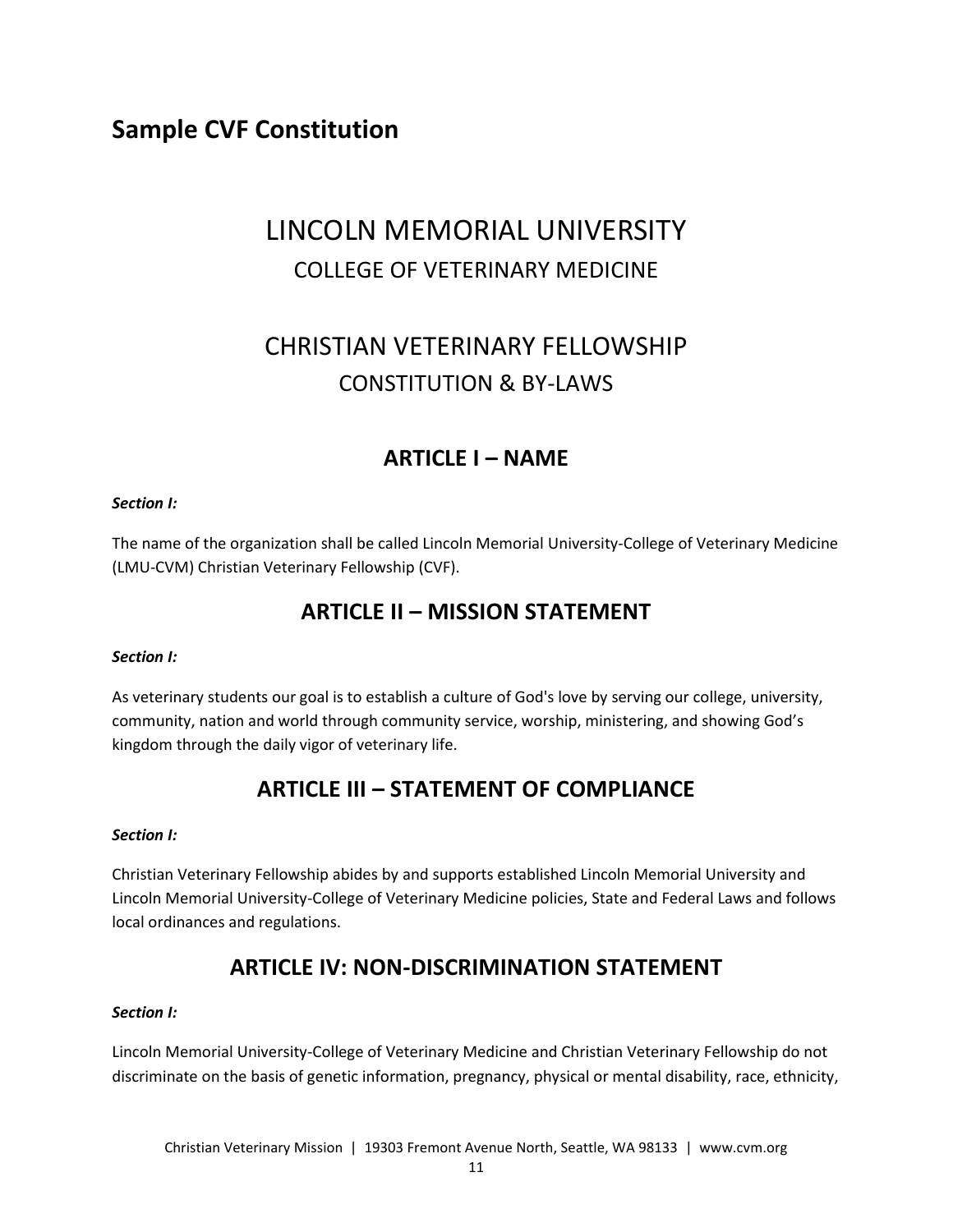## Sample CVF Constitution

# LINCOLN MEMORIAL UNIVERSITY

COLLEGE OF VETERINARY MEDICINE

# CHRISTIAN VETERINARY FELLOWSHIP

CONSTITUTION & BY-LAWS

## ARTICLE I – NAME

***Section I:***

The name of the organization shall be called Lincoln Memorial University-College of Veterinary Medicine (LMU-CVM) Christian Veterinary Fellowship (CVF).

## ARTICLE II – MISSION STATEMENT

***Section I:***

As veterinary students our goal is to establish a culture of God's love by serving our college, university, community, nation and world through community service, worship, ministering, and showing God's kingdom through the daily vigor of veterinary life.

## ARTICLE III – STATEMENT OF COMPLIANCE

***Section I:***

Christian Veterinary Fellowship abides by and supports established Lincoln Memorial University and Lincoln Memorial University-College of Veterinary Medicine policies, State and Federal Laws and follows local ordinances and regulations.

## ARTICLE IV: NON-DISCRIMINATION STATEMENT

***Section I:***

Lincoln Memorial University-College of Veterinary Medicine and Christian Veterinary Fellowship do not discriminate on the basis of genetic information, pregnancy, physical or mental disability, race, ethnicity,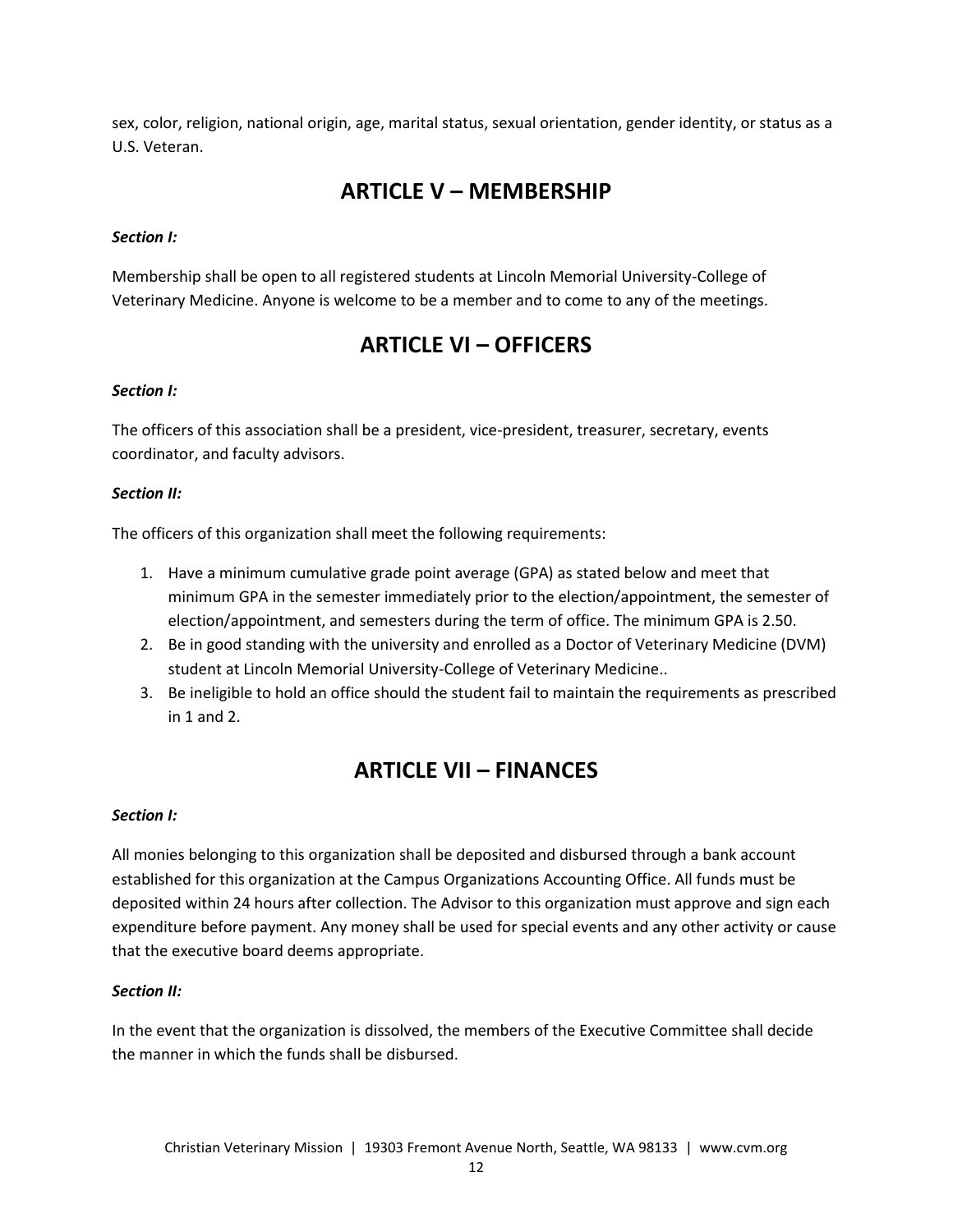sex, color, religion, national origin, age, marital status, sexual orientation, gender identity, or status as a U.S. Veteran.

## ARTICLE V – MEMBERSHIP

***Section I:***

Membership shall be open to all registered students at Lincoln Memorial University-College of Veterinary Medicine. Anyone is welcome to be a member and to come to any of the meetings.

## ARTICLE VI – OFFICERS

***Section I:***

The officers of this association shall be a president, vice-president, treasurer, secretary, events coordinator, and faculty advisors.

***Section II:***

The officers of this organization shall meet the following requirements:

1. Have a minimum cumulative grade point average (GPA) as stated below and meet that minimum GPA in the semester immediately prior to the election/appointment, the semester of election/appointment, and semesters during the term of office. The minimum GPA is 2.50.
2. Be in good standing with the university and enrolled as a Doctor of Veterinary Medicine (DVM) student at Lincoln Memorial University-College of Veterinary Medicine..
3. Be ineligible to hold an office should the student fail to maintain the requirements as prescribed in 1 and 2.

## ARTICLE VII – FINANCES

***Section I:***

All monies belonging to this organization shall be deposited and disbursed through a bank account established for this organization at the Campus Organizations Accounting Office. All funds must be deposited within 24 hours after collection. The Advisor to this organization must approve and sign each expenditure before payment. Any money shall be used for special events and any other activity or cause that the executive board deems appropriate.

***Section II:***

In the event that the organization is dissolved, the members of the Executive Committee shall decide the manner in which the funds shall be disbursed.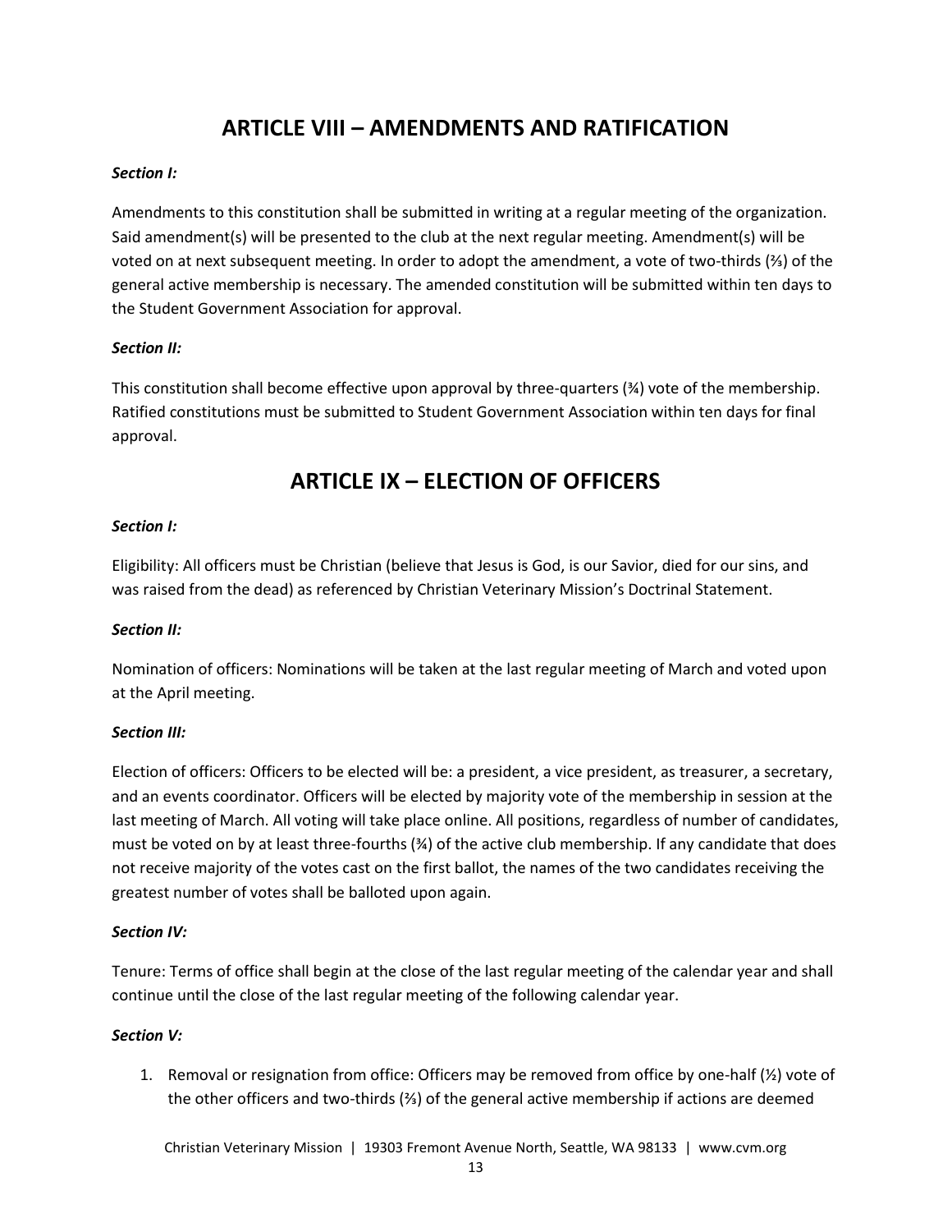# ARTICLE VIII – AMENDMENTS AND RATIFICATION

***Section I:***

Amendments to this constitution shall be submitted in writing at a regular meeting of the organization. Said amendment(s) will be presented to the club at the next regular meeting. Amendment(s) will be voted on at next subsequent meeting. In order to adopt the amendment, a vote of two-thirds (⅔) of the general active membership is necessary. The amended constitution will be submitted within ten days to the Student Government Association for approval.

***Section II:***

This constitution shall become effective upon approval by three-quarters (¾) vote of the membership. Ratified constitutions must be submitted to Student Government Association within ten days for final approval.

# ARTICLE IX – ELECTION OF OFFICERS

***Section I:***

Eligibility: All officers must be Christian (believe that Jesus is God, is our Savior, died for our sins, and was raised from the dead) as referenced by Christian Veterinary Mission's Doctrinal Statement.

***Section II:***

Nomination of officers: Nominations will be taken at the last regular meeting of March and voted upon at the April meeting.

***Section III:***

Election of officers: Officers to be elected will be: a president, a vice president, as treasurer, a secretary, and an events coordinator. Officers will be elected by majority vote of the membership in session at the last meeting of March. All voting will take place online. All positions, regardless of number of candidates, must be voted on by at least three-fourths (¾) of the active club membership. If any candidate that does not receive majority of the votes cast on the first ballot, the names of the two candidates receiving the greatest number of votes shall be balloted upon again.

***Section IV:***

Tenure: Terms of office shall begin at the close of the last regular meeting of the calendar year and shall continue until the close of the last regular meeting of the following calendar year.

***Section V:***

1. Removal or resignation from office: Officers may be removed from office by one-half (½) vote of the other officers and two-thirds (⅔) of the general active membership if actions are deemed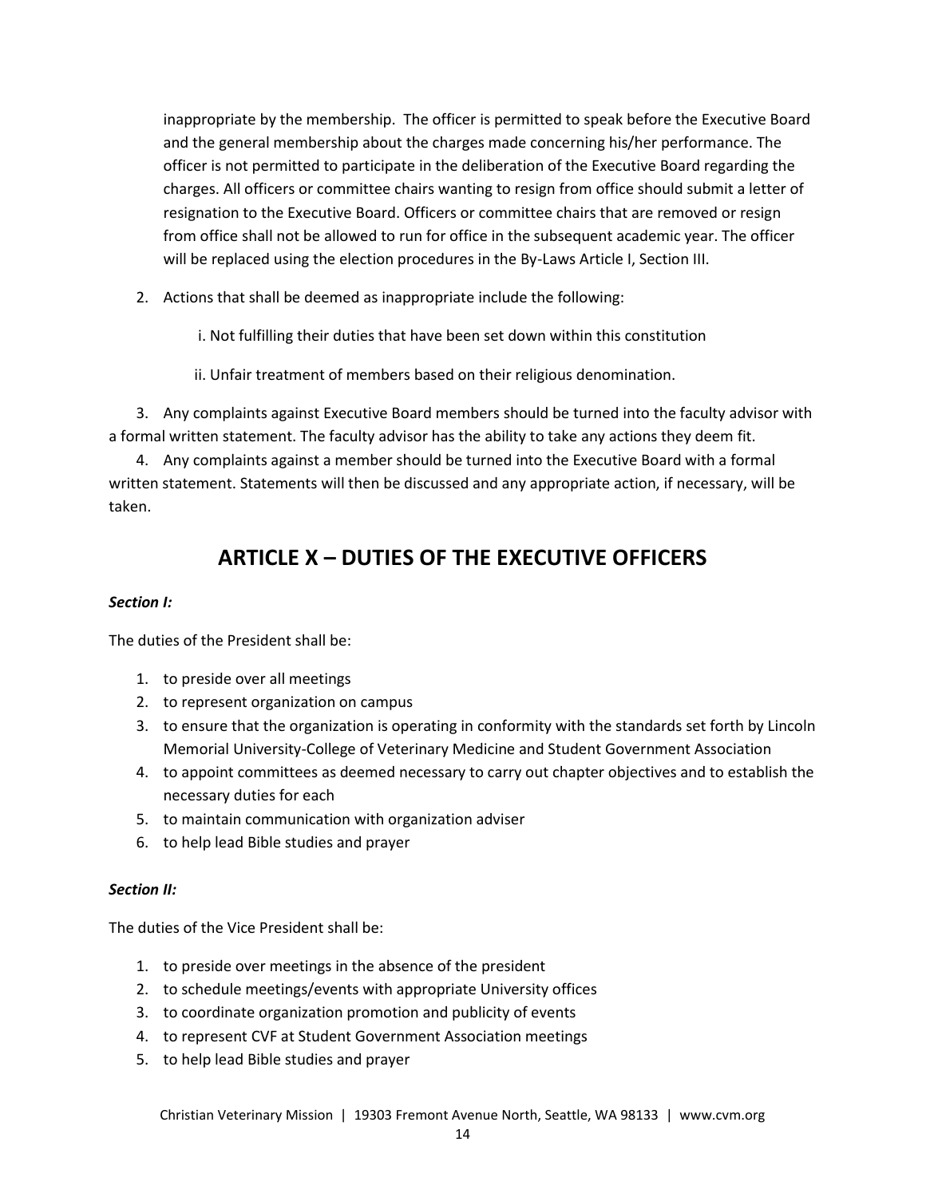inappropriate by the membership. The officer is permitted to speak before the Executive Board and the general membership about the charges made concerning his/her performance. The officer is not permitted to participate in the deliberation of the Executive Board regarding the charges. All officers or committee chairs wanting to resign from office should submit a letter of resignation to the Executive Board. Officers or committee chairs that are removed or resign from office shall not be allowed to run for office in the subsequent academic year. The officer will be replaced using the election procedures in the By-Laws Article I, Section III.

2. Actions that shall be deemed as inappropriate include the following:

   i. Not fulfilling their duties that have been set down within this constitution

   ii. Unfair treatment of members based on their religious denomination.

3. Any complaints against Executive Board members should be turned into the faculty advisor with a formal written statement. The faculty advisor has the ability to take any actions they deem fit.

4. Any complaints against a member should be turned into the Executive Board with a formal written statement. Statements will then be discussed and any appropriate action, if necessary, will be taken.

## ARTICLE X – DUTIES OF THE EXECUTIVE OFFICERS

***Section I:***

The duties of the President shall be:

1. to preside over all meetings
2. to represent organization on campus
3. to ensure that the organization is operating in conformity with the standards set forth by Lincoln Memorial University-College of Veterinary Medicine and Student Government Association
4. to appoint committees as deemed necessary to carry out chapter objectives and to establish the necessary duties for each
5. to maintain communication with organization adviser
6. to help lead Bible studies and prayer

***Section II:***

The duties of the Vice President shall be:

1. to preside over meetings in the absence of the president
2. to schedule meetings/events with appropriate University offices
3. to coordinate organization promotion and publicity of events
4. to represent CVF at Student Government Association meetings
5. to help lead Bible studies and prayer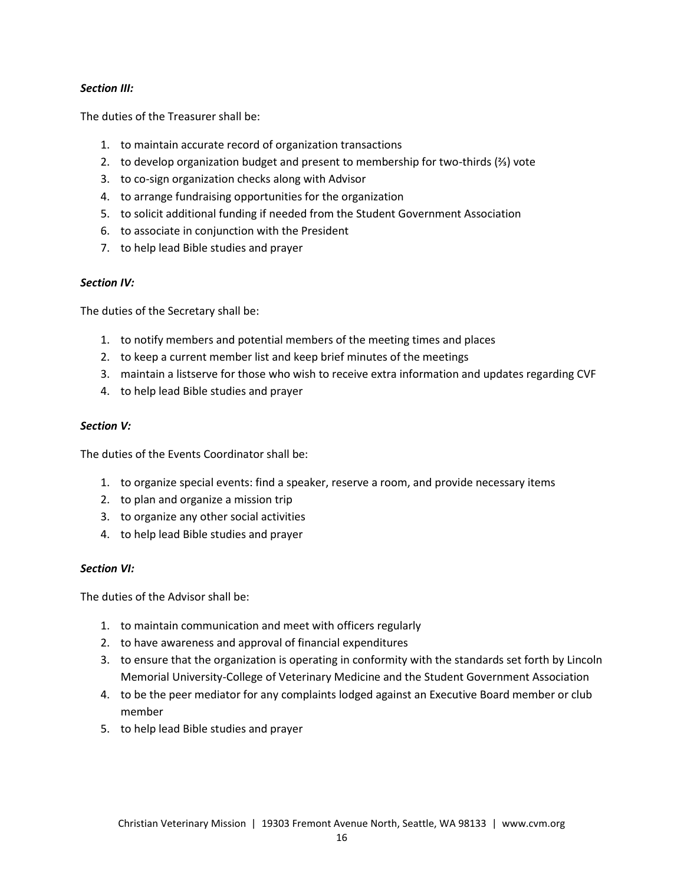***Section III:***

The duties of the Treasurer shall be:

1. to maintain accurate record of organization transactions
2. to develop organization budget and present to membership for two-thirds (⅔) vote
3. to co-sign organization checks along with Advisor
4. to arrange fundraising opportunities for the organization
5. to solicit additional funding if needed from the Student Government Association
6. to associate in conjunction with the President
7. to help lead Bible studies and prayer

***Section IV:***

The duties of the Secretary shall be:

1. to notify members and potential members of the meeting times and places
2. to keep a current member list and keep brief minutes of the meetings
3. maintain a listserve for those who wish to receive extra information and updates regarding CVF
4. to help lead Bible studies and prayer

***Section V:***

The duties of the Events Coordinator shall be:

1. to organize special events: find a speaker, reserve a room, and provide necessary items
2. to plan and organize a mission trip
3. to organize any other social activities
4. to help lead Bible studies and prayer

***Section VI:***

The duties of the Advisor shall be:

1. to maintain communication and meet with officers regularly
2. to have awareness and approval of financial expenditures
3. to ensure that the organization is operating in conformity with the standards set forth by Lincoln Memorial University-College of Veterinary Medicine and the Student Government Association
4. to be the peer mediator for any complaints lodged against an Executive Board member or club member
5. to help lead Bible studies and prayer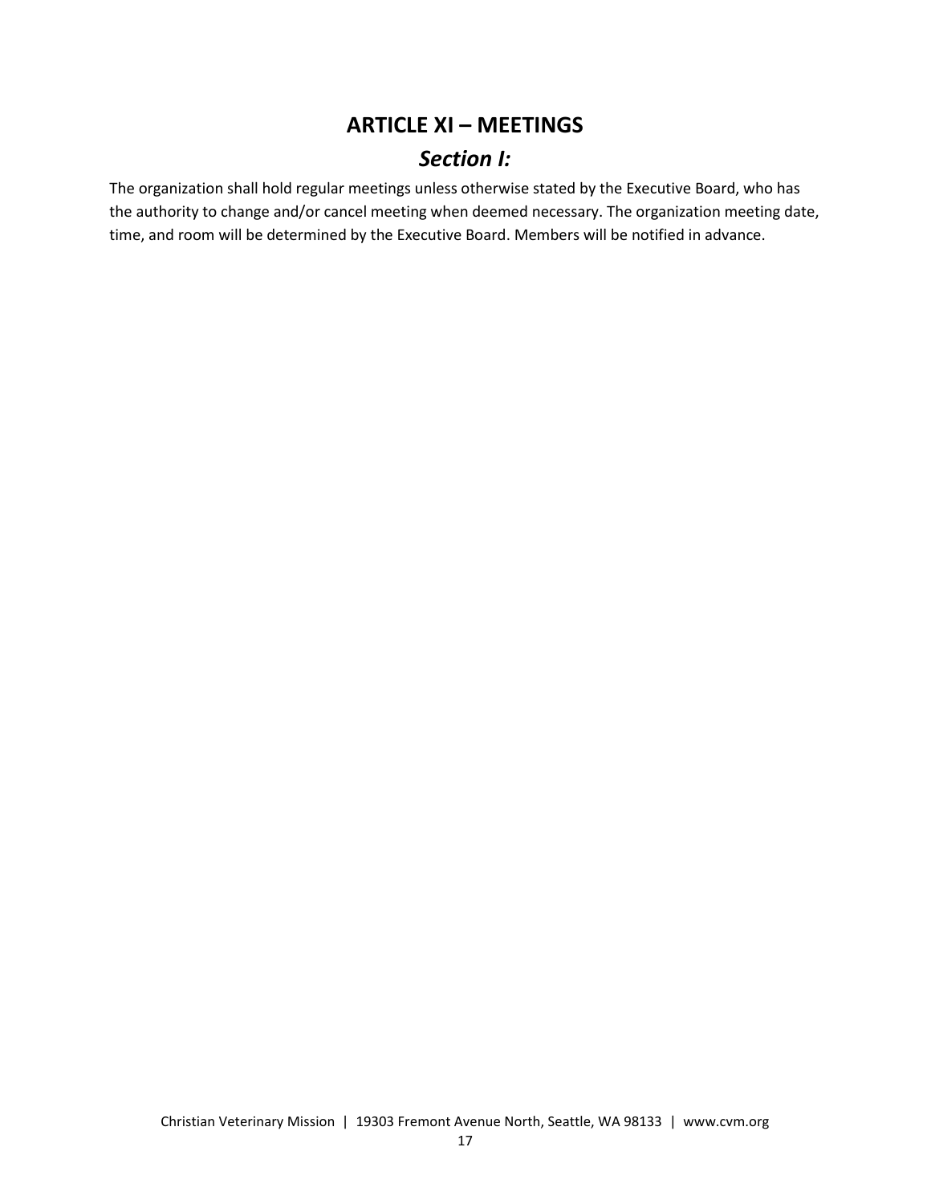## ARTICLE XI – MEETINGS

### *Section I:*

The organization shall hold regular meetings unless otherwise stated by the Executive Board, who has the authority to change and/or cancel meeting when deemed necessary. The organization meeting date, time, and room will be determined by the Executive Board. Members will be notified in advance.